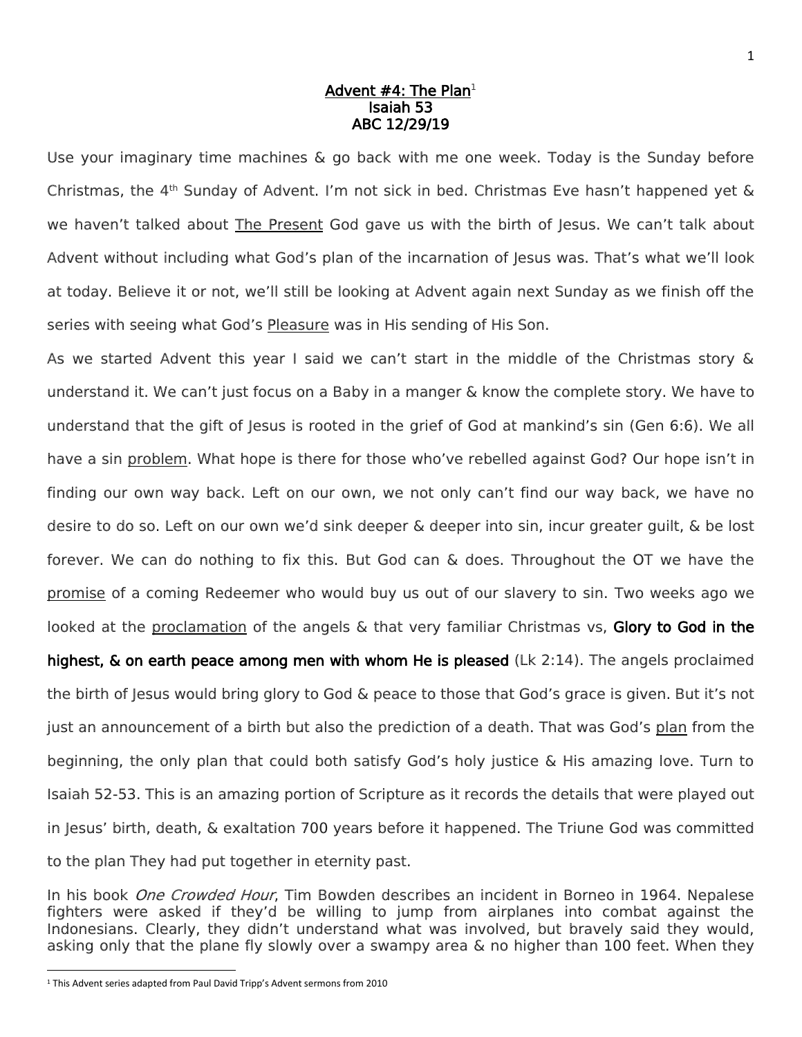# Advent #4: The Plan[1]
## Isaiah 53
## ABC 12/29/19

Use your imaginary time machines & go back with me one week. Today is the Sunday before Christmas, the 4th Sunday of Advent. I'm not sick in bed. Christmas Eve hasn't happened yet & we haven't talked about The Present God gave us with the birth of Jesus. We can't talk about Advent without including what God's plan of the incarnation of Jesus was. That's what we'll look at today. Believe it or not, we'll still be looking at Advent again next Sunday as we finish off the series with seeing what God's Pleasure was in His sending of His Son.

As we started Advent this year I said we can't start in the middle of the Christmas story & understand it. We can't just focus on a Baby in a manger & know the complete story. We have to understand that the gift of Jesus is rooted in the grief of God at mankind's sin (Gen 6:6). We all have a sin problem. What hope is there for those who've rebelled against God? Our hope isn't in finding our own way back. Left on our own, we not only can't find our way back, we have no desire to do so. Left on our own we'd sink deeper & deeper into sin, incur greater guilt, & be lost forever. We can do nothing to fix this. But God can & does. Throughout the OT we have the promise of a coming Redeemer who would buy us out of our slavery to sin. Two weeks ago we looked at the proclamation of the angels & that very familiar Christmas vs, **Glory to God in the highest, & on earth peace among men with whom He is pleased** (Lk 2:14). The angels proclaimed the birth of Jesus would bring glory to God & peace to those that God's grace is given. But it's not just an announcement of a birth but also the prediction of a death. That was God's plan from the beginning, the only plan that could both satisfy God's holy justice & His amazing love. Turn to Isaiah 52-53. This is an amazing portion of Scripture as it records the details that were played out in Jesus' birth, death, & exaltation 700 years before it happened. The Triune God was committed to the plan They had put together in eternity past.

In his book *One Crowded Hour*, Tim Bowden describes an incident in Borneo in 1964. Nepalese fighters were asked if they'd be willing to jump from airplanes into combat against the Indonesians. Clearly, they didn't understand what was involved, but bravely said they would, asking only that the plane fly slowly over a swampy area & no higher than 100 feet. When they

[1] This Advent series adapted from Paul David Tripp's Advent sermons from 2010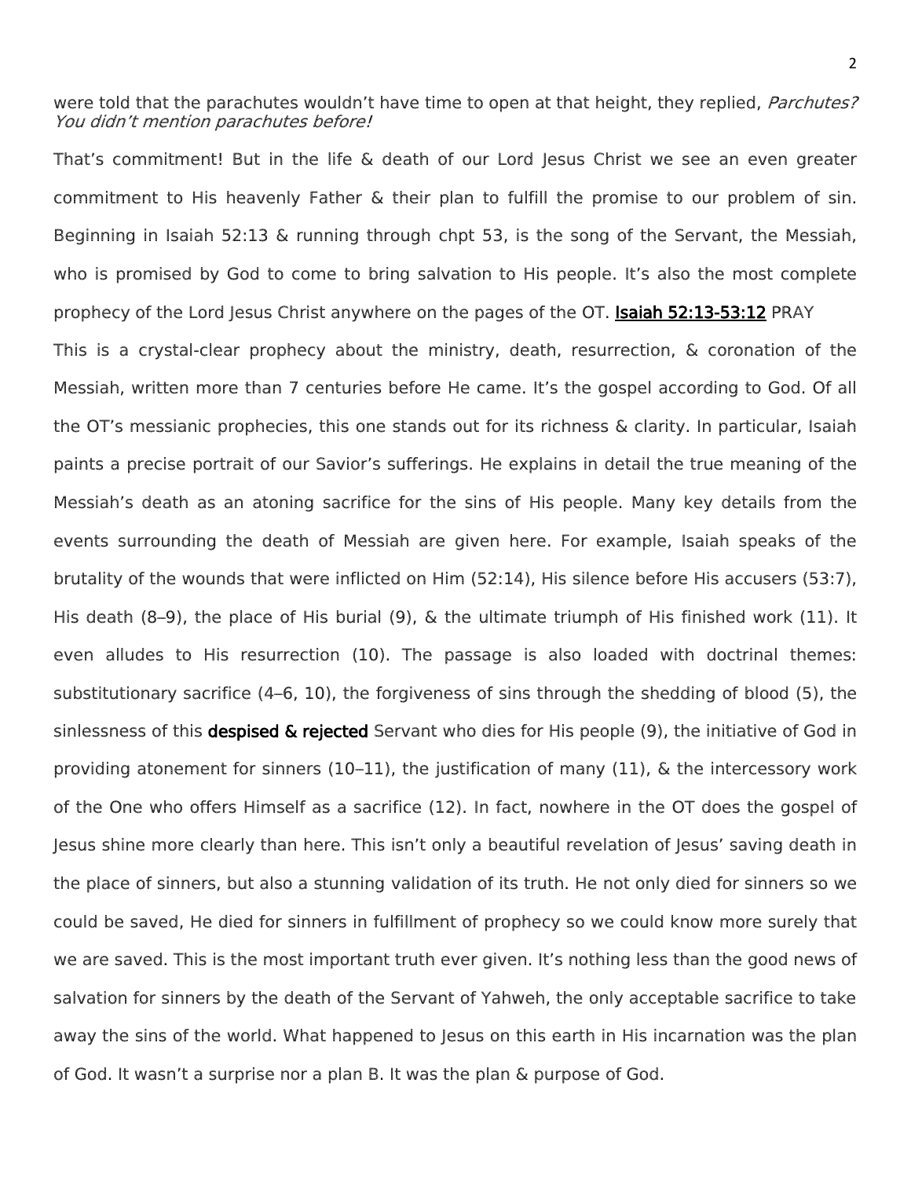were told that the parachutes wouldn't have time to open at that height, they replied, *Parchutes? You didn't mention parachutes before!*

That's commitment! But in the life & death of our Lord Jesus Christ we see an even greater commitment to His heavenly Father & their plan to fulfill the promise to our problem of sin. Beginning in Isaiah 52:13 & running through chpt 53, is the song of the Servant, the Messiah, who is promised by God to come to bring salvation to His people. It's also the most complete prophecy of the Lord Jesus Christ anywhere on the pages of the OT. **Isaiah 52:13-53:12** PRAY

This is a crystal-clear prophecy about the ministry, death, resurrection, & coronation of the Messiah, written more than 7 centuries before He came. It's the gospel according to God. Of all the OT's messianic prophecies, this one stands out for its richness & clarity. In particular, Isaiah paints a precise portrait of our Savior's sufferings. He explains in detail the true meaning of the Messiah's death as an atoning sacrifice for the sins of His people. Many key details from the events surrounding the death of Messiah are given here. For example, Isaiah speaks of the brutality of the wounds that were inflicted on Him (52:14), His silence before His accusers (53:7), His death (8–9), the place of His burial (9), & the ultimate triumph of His finished work (11). It even alludes to His resurrection (10). The passage is also loaded with doctrinal themes: substitutionary sacrifice (4–6, 10), the forgiveness of sins through the shedding of blood (5), the sinlessness of this **despised & rejected** Servant who dies for His people (9), the initiative of God in providing atonement for sinners (10–11), the justification of many (11), & the intercessory work of the One who offers Himself as a sacrifice (12). In fact, nowhere in the OT does the gospel of Jesus shine more clearly than here. This isn't only a beautiful revelation of Jesus' saving death in the place of sinners, but also a stunning validation of its truth. He not only died for sinners so we could be saved, He died for sinners in fulfillment of prophecy so we could know more surely that we are saved. This is the most important truth ever given. It's nothing less than the good news of salvation for sinners by the death of the Servant of Yahweh, the only acceptable sacrifice to take away the sins of the world. What happened to Jesus on this earth in His incarnation was the plan of God. It wasn't a surprise nor a plan B. It was the plan & purpose of God.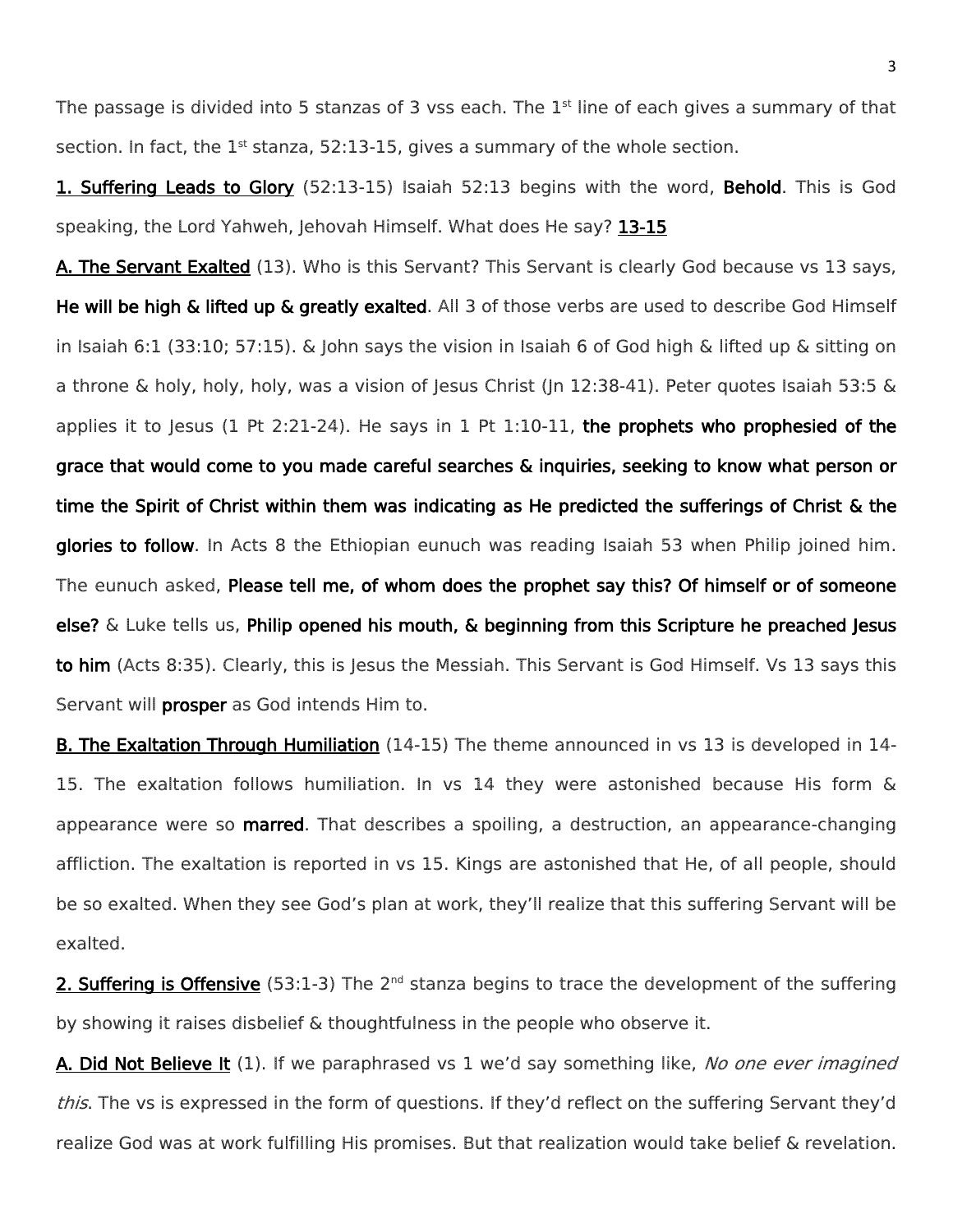The passage is divided into 5 stanzas of 3 vss each. The 1st line of each gives a summary of that section. In fact, the 1st stanza, 52:13-15, gives a summary of the whole section.

**1. Suffering Leads to Glory** (52:13-15) Isaiah 52:13 begins with the word, **Behold**. This is God speaking, the Lord Yahweh, Jehovah Himself. What does He say? **13-15**

**A. The Servant Exalted** (13). Who is this Servant? This Servant is clearly God because vs 13 says, **He will be high & lifted up & greatly exalted**. All 3 of those verbs are used to describe God Himself in Isaiah 6:1 (33:10; 57:15). & John says the vision in Isaiah 6 of God high & lifted up & sitting on a throne & holy, holy, holy, was a vision of Jesus Christ (Jn 12:38-41). Peter quotes Isaiah 53:5 & applies it to Jesus (1 Pt 2:21-24). He says in 1 Pt 1:10-11, **the prophets who prophesied of the grace that would come to you made careful searches & inquiries, seeking to know what person or time the Spirit of Christ within them was indicating as He predicted the sufferings of Christ & the glories to follow**. In Acts 8 the Ethiopian eunuch was reading Isaiah 53 when Philip joined him. The eunuch asked, **Please tell me, of whom does the prophet say this? Of himself or of someone else?** & Luke tells us, **Philip opened his mouth, & beginning from this Scripture he preached Jesus to him** (Acts 8:35). Clearly, this is Jesus the Messiah. This Servant is God Himself. Vs 13 says this Servant will **prosper** as God intends Him to.

**B. The Exaltation Through Humiliation** (14-15) The theme announced in vs 13 is developed in 14-15. The exaltation follows humiliation. In vs 14 they were astonished because His form & appearance were so **marred**. That describes a spoiling, a destruction, an appearance-changing affliction. The exaltation is reported in vs 15. Kings are astonished that He, of all people, should be so exalted. When they see God's plan at work, they'll realize that this suffering Servant will be exalted.

**2. Suffering is Offensive** (53:1-3) The 2nd stanza begins to trace the development of the suffering by showing it raises disbelief & thoughtfulness in the people who observe it.

**A. Did Not Believe It** (1). If we paraphrased vs 1 we'd say something like, *No one ever imagined this*. The vs is expressed in the form of questions. If they'd reflect on the suffering Servant they'd realize God was at work fulfilling His promises. But that realization would take belief & revelation.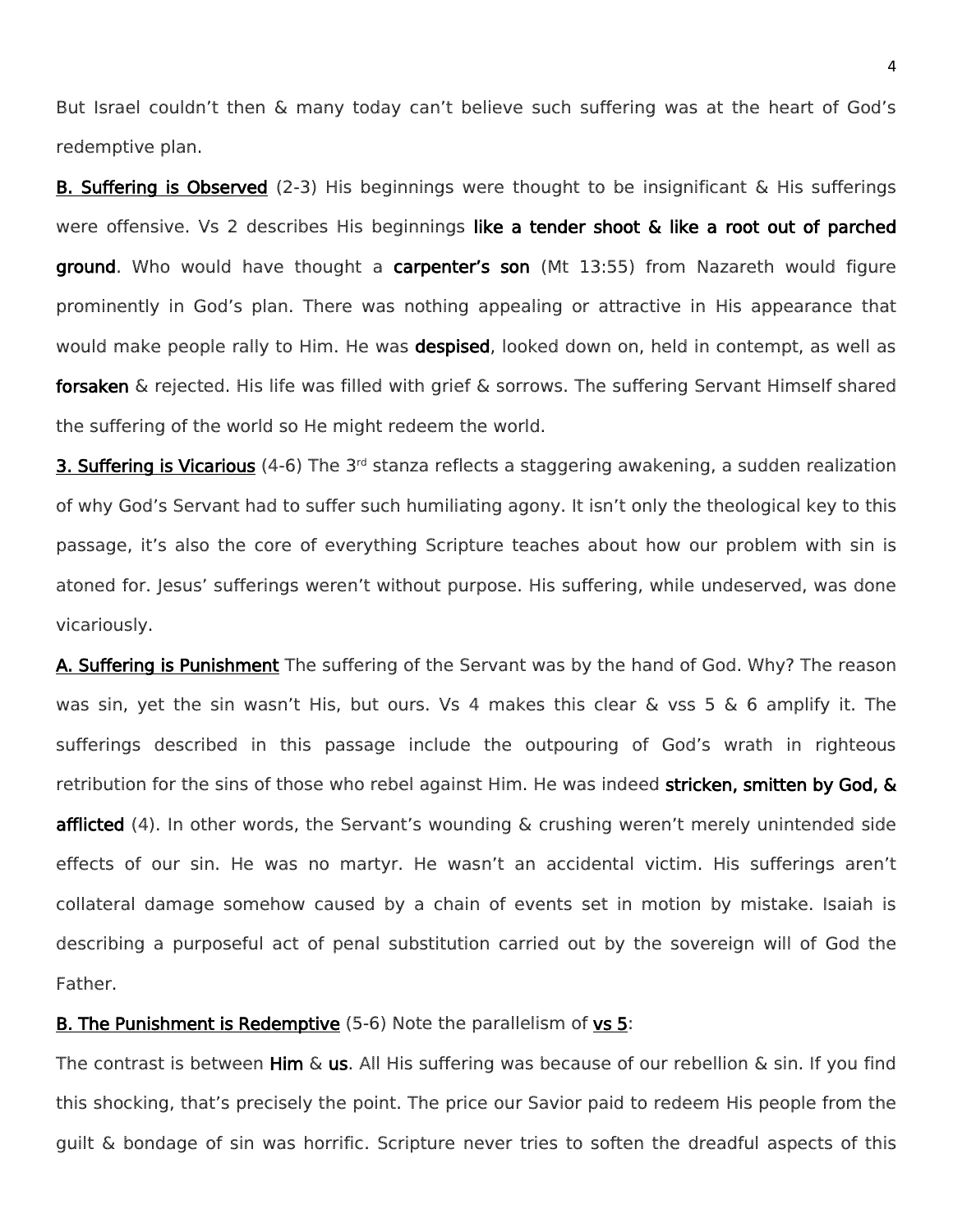But Israel couldn't then & many today can't believe such suffering was at the heart of God's redemptive plan.

**B. Suffering is Observed** (2-3) His beginnings were thought to be insignificant & His sufferings were offensive. Vs 2 describes His beginnings **like a tender shoot & like a root out of parched ground**. Who would have thought a **carpenter's son** (Mt 13:55) from Nazareth would figure prominently in God's plan. There was nothing appealing or attractive in His appearance that would make people rally to Him. He was **despised**, looked down on, held in contempt, as well as **forsaken** & rejected. His life was filled with grief & sorrows. The suffering Servant Himself shared the suffering of the world so He might redeem the world.

**3. Suffering is Vicarious** (4-6) The 3rd stanza reflects a staggering awakening, a sudden realization of why God's Servant had to suffer such humiliating agony. It isn't only the theological key to this passage, it's also the core of everything Scripture teaches about how our problem with sin is atoned for. Jesus' sufferings weren't without purpose. His suffering, while undeserved, was done vicariously.

**A. Suffering is Punishment** The suffering of the Servant was by the hand of God. Why? The reason was sin, yet the sin wasn't His, but ours. Vs 4 makes this clear & vss 5 & 6 amplify it. The sufferings described in this passage include the outpouring of God's wrath in righteous retribution for the sins of those who rebel against Him. He was indeed **stricken, smitten by God, & afflicted** (4). In other words, the Servant's wounding & crushing weren't merely unintended side effects of our sin. He was no martyr. He wasn't an accidental victim. His sufferings aren't collateral damage somehow caused by a chain of events set in motion by mistake. Isaiah is describing a purposeful act of penal substitution carried out by the sovereign will of God the Father.

**B. The Punishment is Redemptive** (5-6) Note the parallelism of **vs 5**:

The contrast is between **Him** & **us**. All His suffering was because of our rebellion & sin. If you find this shocking, that's precisely the point. The price our Savior paid to redeem His people from the guilt & bondage of sin was horrific. Scripture never tries to soften the dreadful aspects of this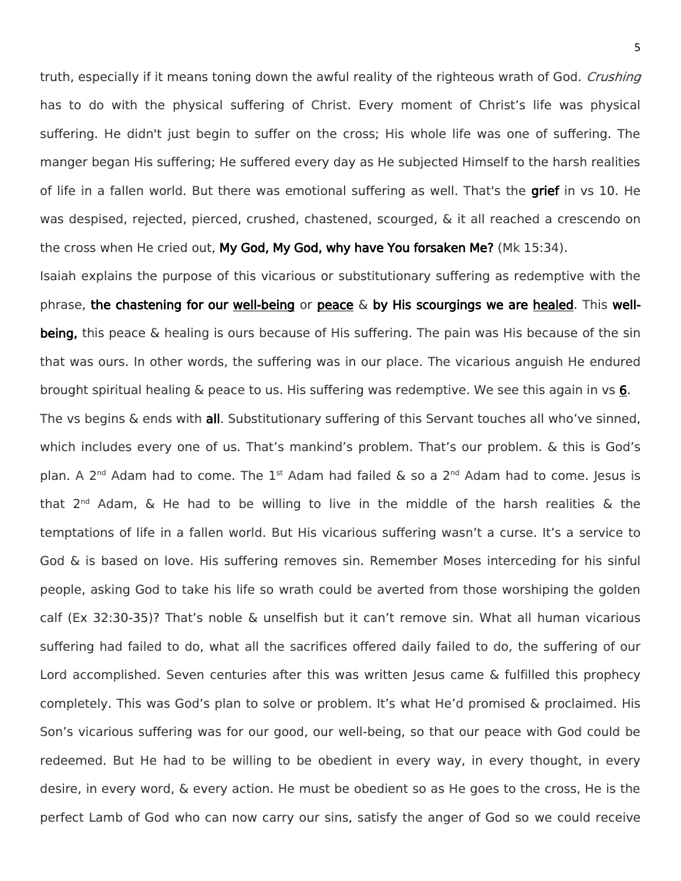truth, especially if it means toning down the awful reality of the righteous wrath of God. *Crushing* has to do with the physical suffering of Christ. Every moment of Christ's life was physical suffering. He didn't just begin to suffer on the cross; His whole life was one of suffering. The manger began His suffering; He suffered every day as He subjected Himself to the harsh realities of life in a fallen world. But there was emotional suffering as well. That's the **grief** in vs 10. He was despised, rejected, pierced, crushed, chastened, scourged, & it all reached a crescendo on the cross when He cried out, **My God, My God, why have You forsaken Me?** (Mk 15:34).

Isaiah explains the purpose of this vicarious or substitutionary suffering as redemptive with the phrase, **the chastening for our <u>well-being</u>** or **<u>peace</u>** & **by His scourgings we are <u>healed</u>**. This **well-being,** this peace & healing is ours because of His suffering. The pain was His because of the sin that was ours. In other words, the suffering was in our place. The vicarious anguish He endured brought spiritual healing & peace to us. His suffering was redemptive. We see this again in vs **<u>6</u>**.

The vs begins & ends with **all**. Substitutionary suffering of this Servant touches all who've sinned, which includes every one of us. That's mankind's problem. That's our problem. & this is God's plan. A 2nd Adam had to come. The 1st Adam had failed & so a 2nd Adam had to come. Jesus is that 2nd Adam, & He had to be willing to live in the middle of the harsh realities & the temptations of life in a fallen world. But His vicarious suffering wasn't a curse. It's a service to God & is based on love. His suffering removes sin. Remember Moses interceding for his sinful people, asking God to take his life so wrath could be averted from those worshiping the golden calf (Ex 32:30-35)? That's noble & unselfish but it can't remove sin. What all human vicarious suffering had failed to do, what all the sacrifices offered daily failed to do, the suffering of our Lord accomplished. Seven centuries after this was written Jesus came & fulfilled this prophecy completely. This was God's plan to solve or problem. It's what He'd promised & proclaimed. His Son's vicarious suffering was for our good, our well-being, so that our peace with God could be redeemed. But He had to be willing to be obedient in every way, in every thought, in every desire, in every word, & every action. He must be obedient so as He goes to the cross, He is the perfect Lamb of God who can now carry our sins, satisfy the anger of God so we could receive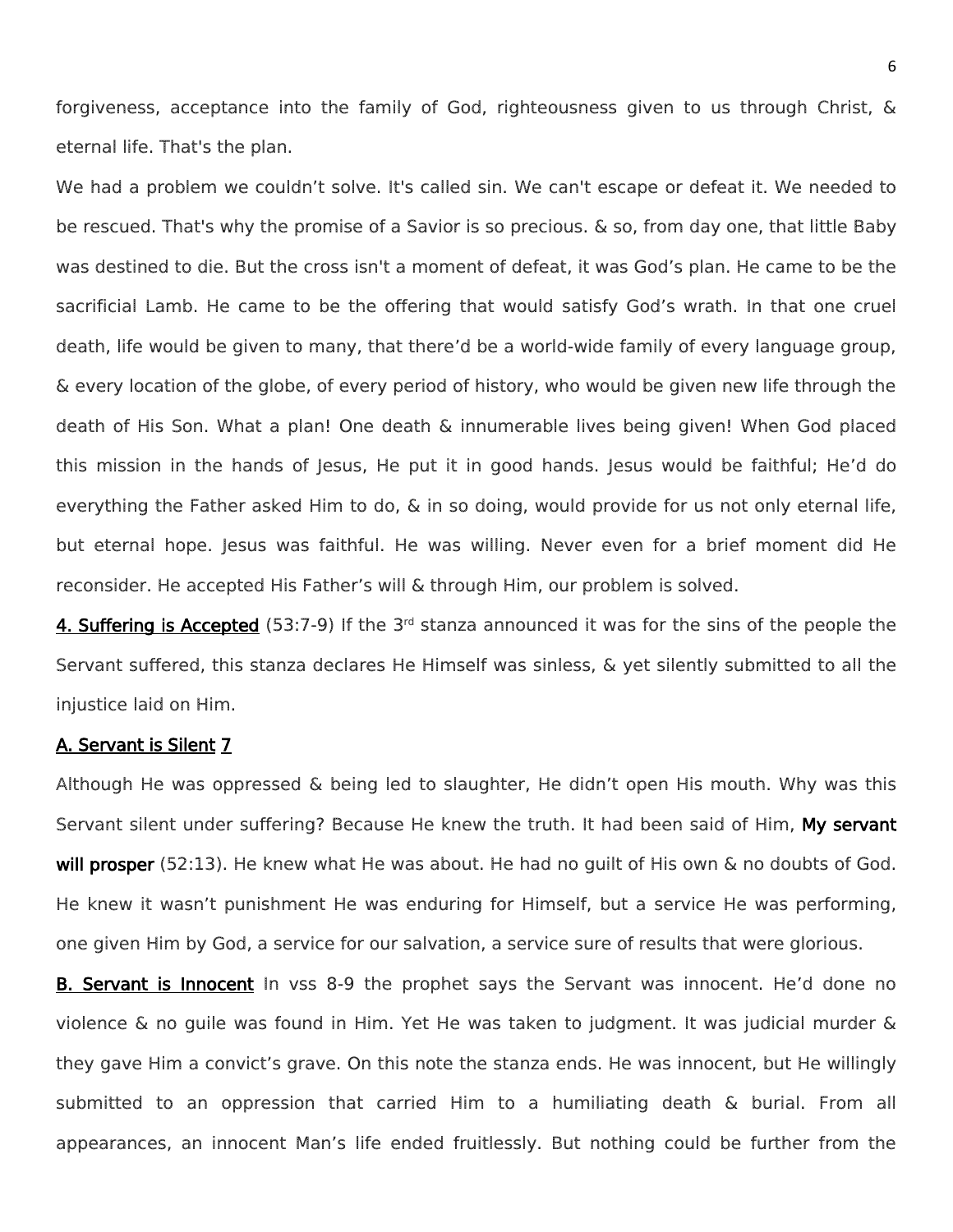forgiveness, acceptance into the family of God, righteousness given to us through Christ, & eternal life. That's the plan.

We had a problem we couldn't solve. It's called sin. We can't escape or defeat it. We needed to be rescued. That's why the promise of a Savior is so precious. & so, from day one, that little Baby was destined to die. But the cross isn't a moment of defeat, it was God's plan. He came to be the sacrificial Lamb. He came to be the offering that would satisfy God's wrath. In that one cruel death, life would be given to many, that there'd be a world-wide family of every language group, & every location of the globe, of every period of history, who would be given new life through the death of His Son. What a plan! One death & innumerable lives being given! When God placed this mission in the hands of Jesus, He put it in good hands. Jesus would be faithful; He'd do everything the Father asked Him to do, & in so doing, would provide for us not only eternal life, but eternal hope. Jesus was faithful. He was willing. Never even for a brief moment did He reconsider. He accepted His Father's will & through Him, our problem is solved.

**<u>4. Suffering is Accepted</u>** (53:7-9) If the 3rd stanza announced it was for the sins of the people the Servant suffered, this stanza declares He Himself was sinless, & yet silently submitted to all the injustice laid on Him.

**<u>A. Servant is Silent</u>** **<u>7</u>**

Although He was oppressed & being led to slaughter, He didn't open His mouth. Why was this Servant silent under suffering? Because He knew the truth. It had been said of Him, **My servant will prosper** (52:13). He knew what He was about. He had no guilt of His own & no doubts of God. He knew it wasn't punishment He was enduring for Himself, but a service He was performing, one given Him by God, a service for our salvation, a service sure of results that were glorious.

**<u>B. Servant is Innocent</u>** In vss 8-9 the prophet says the Servant was innocent. He'd done no violence & no guile was found in Him. Yet He was taken to judgment. It was judicial murder & they gave Him a convict's grave. On this note the stanza ends. He was innocent, but He willingly submitted to an oppression that carried Him to a humiliating death & burial. From all appearances, an innocent Man's life ended fruitlessly. But nothing could be further from the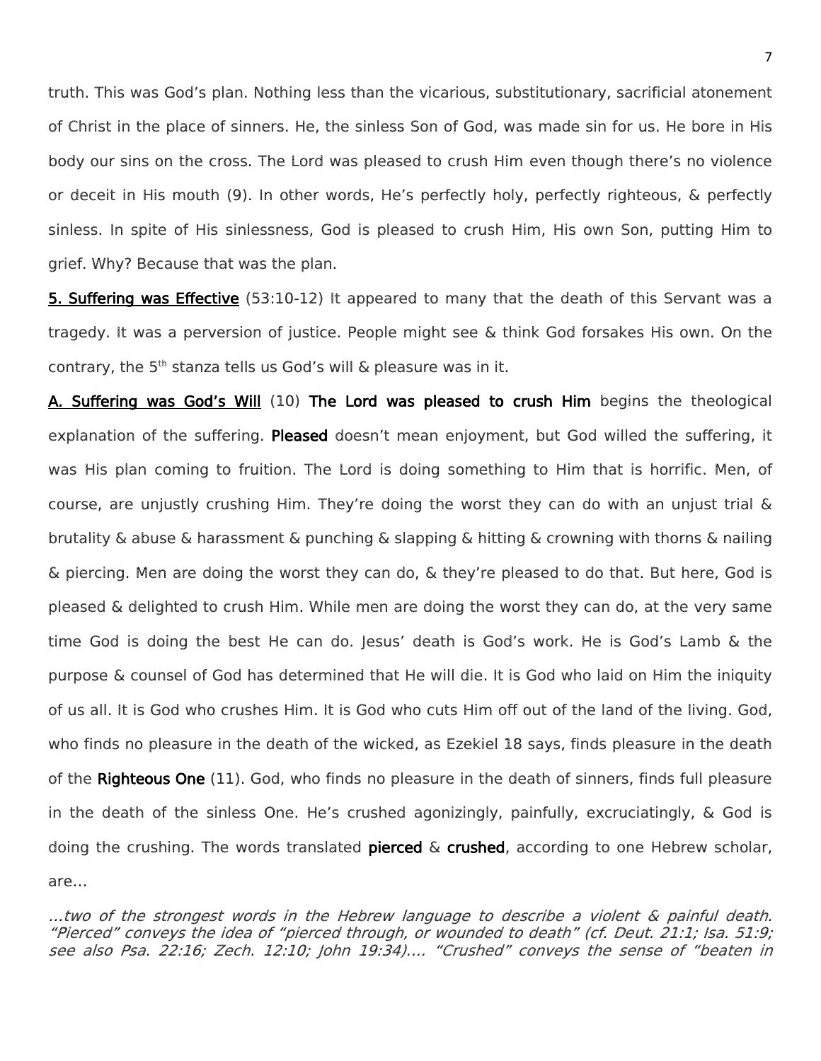truth. This was God's plan. Nothing less than the vicarious, substitutionary, sacrificial atonement of Christ in the place of sinners. He, the sinless Son of God, was made sin for us. He bore in His body our sins on the cross. The Lord was pleased to crush Him even though there's no violence or deceit in His mouth (9). In other words, He's perfectly holy, perfectly righteous, & perfectly sinless. In spite of His sinlessness, God is pleased to crush Him, His own Son, putting Him to grief. Why? Because that was the plan.

**5. Suffering was Effective** (53:10-12) It appeared to many that the death of this Servant was a tragedy. It was a perversion of justice. People might see & think God forsakes His own. On the contrary, the 5th stanza tells us God's will & pleasure was in it.

**A. Suffering was God's Will** (10) **The Lord was pleased to crush Him** begins the theological explanation of the suffering. **Pleased** doesn't mean enjoyment, but God willed the suffering, it was His plan coming to fruition. The Lord is doing something to Him that is horrific. Men, of course, are unjustly crushing Him. They're doing the worst they can do with an unjust trial & brutality & abuse & harassment & punching & slapping & hitting & crowning with thorns & nailing & piercing. Men are doing the worst they can do, & they're pleased to do that. But here, God is pleased & delighted to crush Him. While men are doing the worst they can do, at the very same time God is doing the best He can do. Jesus' death is God's work. He is God's Lamb & the purpose & counsel of God has determined that He will die. It is God who laid on Him the iniquity of us all. It is God who crushes Him. It is God who cuts Him off out of the land of the living. God, who finds no pleasure in the death of the wicked, as Ezekiel 18 says, finds pleasure in the death of the **Righteous One** (11). God, who finds no pleasure in the death of sinners, finds full pleasure in the death of the sinless One. He's crushed agonizingly, painfully, excruciatingly, & God is doing the crushing. The words translated **pierced** & **crushed**, according to one Hebrew scholar, are…

*…two of the strongest words in the Hebrew language to describe a violent & painful death. "Pierced" conveys the idea of "pierced through, or wounded to death" (cf. Deut. 21:1; Isa. 51:9; see also Psa. 22:16; Zech. 12:10; John 19:34)…. "Crushed" conveys the sense of "beaten in*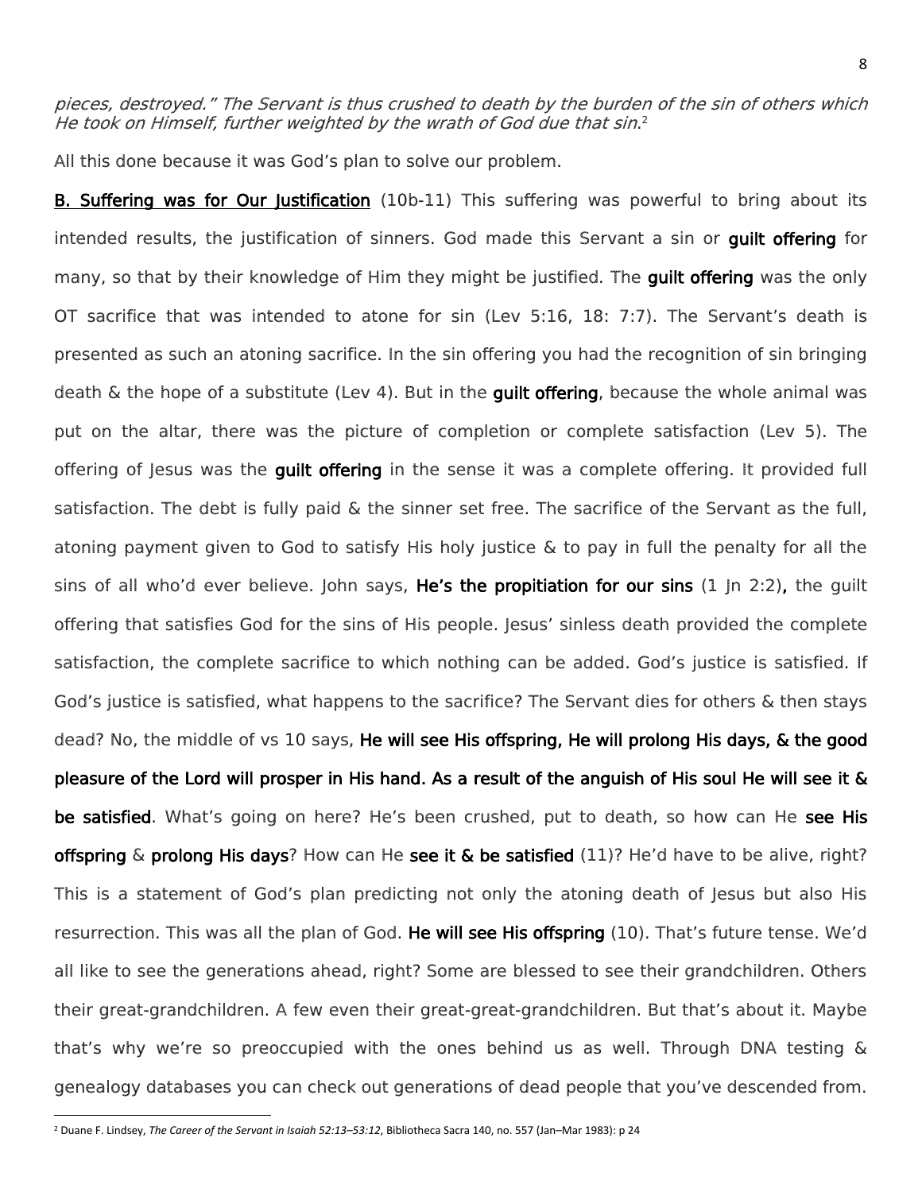*pieces, destroyed." The Servant is thus crushed to death by the burden of the sin of others which He took on Himself, further weighted by the wrath of God due that sin.*[2]

All this done because it was God's plan to solve our problem.

**B. Suffering was for Our Justification** (10b-11) This suffering was powerful to bring about its intended results, the justification of sinners. God made this Servant a sin or **guilt offering** for many, so that by their knowledge of Him they might be justified. The **guilt offering** was the only OT sacrifice that was intended to atone for sin (Lev 5:16, 18: 7:7). The Servant's death is presented as such an atoning sacrifice. In the sin offering you had the recognition of sin bringing death & the hope of a substitute (Lev 4). But in the **guilt offering**, because the whole animal was put on the altar, there was the picture of completion or complete satisfaction (Lev 5). The offering of Jesus was the **guilt offering** in the sense it was a complete offering. It provided full satisfaction. The debt is fully paid & the sinner set free. The sacrifice of the Servant as the full, atoning payment given to God to satisfy His holy justice & to pay in full the penalty for all the sins of all who'd ever believe. John says, **He's the propitiation for our sins** (1 Jn 2:2)**,** the guilt offering that satisfies God for the sins of His people. Jesus' sinless death provided the complete satisfaction, the complete sacrifice to which nothing can be added. God's justice is satisfied. If God's justice is satisfied, what happens to the sacrifice? The Servant dies for others & then stays dead? No, the middle of vs 10 says, **He will see His offspring, He will prolong His days, & the good pleasure of the Lord will prosper in His hand. As a result of the anguish of His soul He will see it & be satisfied**. What's going on here? He's been crushed, put to death, so how can He **see His offspring** & **prolong His days**? How can He **see it & be satisfied** (11)? He'd have to be alive, right? This is a statement of God's plan predicting not only the atoning death of Jesus but also His resurrection. This was all the plan of God. **He will see His offspring** (10). That's future tense. We'd all like to see the generations ahead, right? Some are blessed to see their grandchildren. Others their great-grandchildren. A few even their great-great-grandchildren. But that's about it. Maybe that's why we're so preoccupied with the ones behind us as well. Through DNA testing & genealogy databases you can check out generations of dead people that you've descended from.

---

[2] Duane F. Lindsey, *The Career of the Servant in Isaiah 52:13–53:12*, Bibliotheca Sacra 140, no. 557 (Jan–Mar 1983): p 24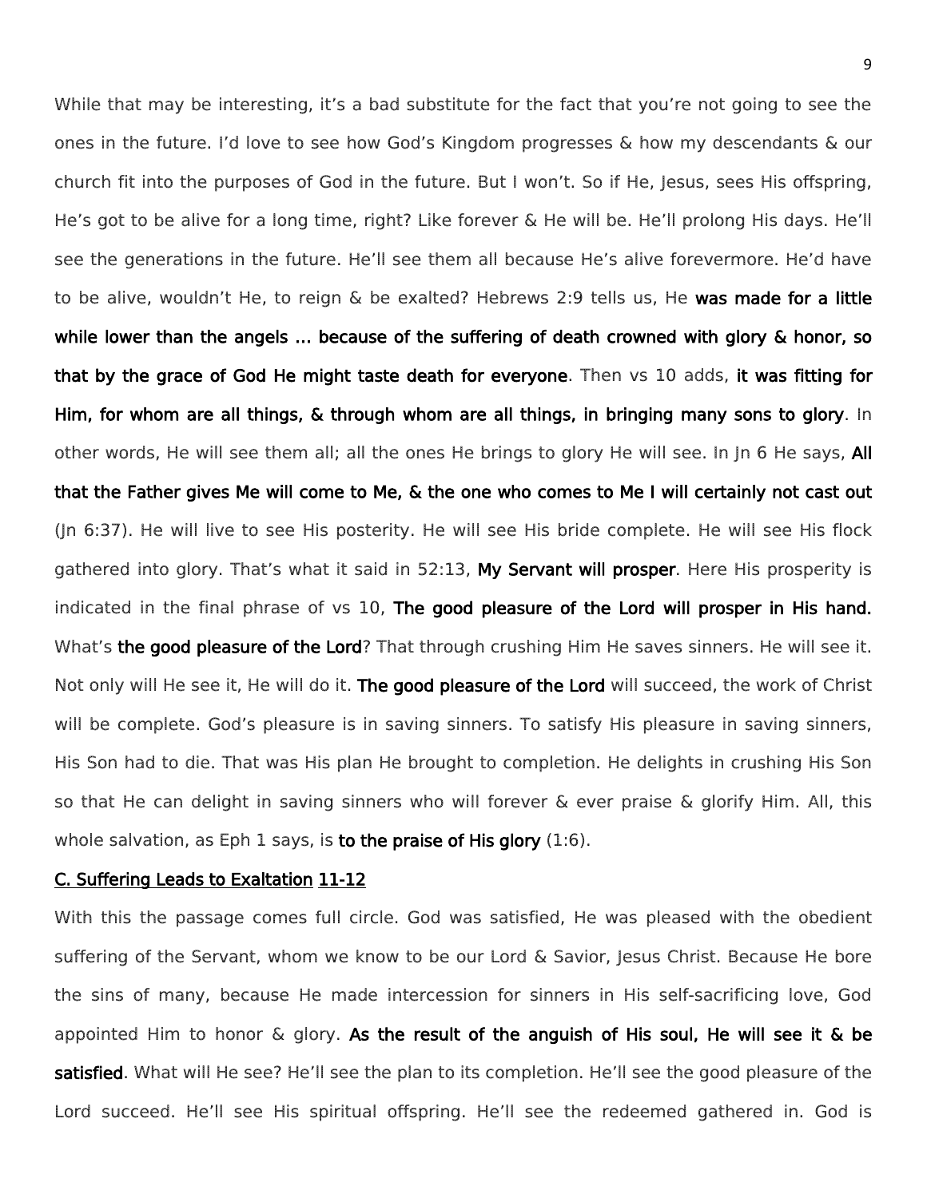While that may be interesting, it's a bad substitute for the fact that you're not going to see the ones in the future. I'd love to see how God's Kingdom progresses & how my descendants & our church fit into the purposes of God in the future. But I won't. So if He, Jesus, sees His offspring, He's got to be alive for a long time, right? Like forever & He will be. He'll prolong His days. He'll see the generations in the future. He'll see them all because He's alive forevermore. He'd have to be alive, wouldn't He, to reign & be exalted? Hebrews 2:9 tells us, He **was made for a little while lower than the angels … because of the suffering of death crowned with glory & honor, so that by the grace of God He might taste death for everyone**. Then vs 10 adds, **it was fitting for Him, for whom are all things, & through whom are all things, in bringing many sons to glory**. In other words, He will see them all; all the ones He brings to glory He will see. In Jn 6 He says, **All that the Father gives Me will come to Me, & the one who comes to Me I will certainly not cast out** (Jn 6:37). He will live to see His posterity. He will see His bride complete. He will see His flock gathered into glory. That's what it said in 52:13, **My Servant will prosper**. Here His prosperity is indicated in the final phrase of vs 10, **The good pleasure of the Lord will prosper in His hand.** What's **the good pleasure of the Lord**? That through crushing Him He saves sinners. He will see it. Not only will He see it, He will do it. **The good pleasure of the Lord** will succeed, the work of Christ will be complete. God's pleasure is in saving sinners. To satisfy His pleasure in saving sinners, His Son had to die. That was His plan He brought to completion. He delights in crushing His Son so that He can delight in saving sinners who will forever & ever praise & glorify Him. All, this whole salvation, as Eph 1 says, is **to the praise of His glory** (1:6).

**C. Suffering Leads to Exaltation 11-12**

With this the passage comes full circle. God was satisfied, He was pleased with the obedient suffering of the Servant, whom we know to be our Lord & Savior, Jesus Christ. Because He bore the sins of many, because He made intercession for sinners in His self-sacrificing love, God appointed Him to honor & glory. **As the result of the anguish of His soul, He will see it & be satisfied**. What will He see? He'll see the plan to its completion. He'll see the good pleasure of the Lord succeed. He'll see His spiritual offspring. He'll see the redeemed gathered in. God is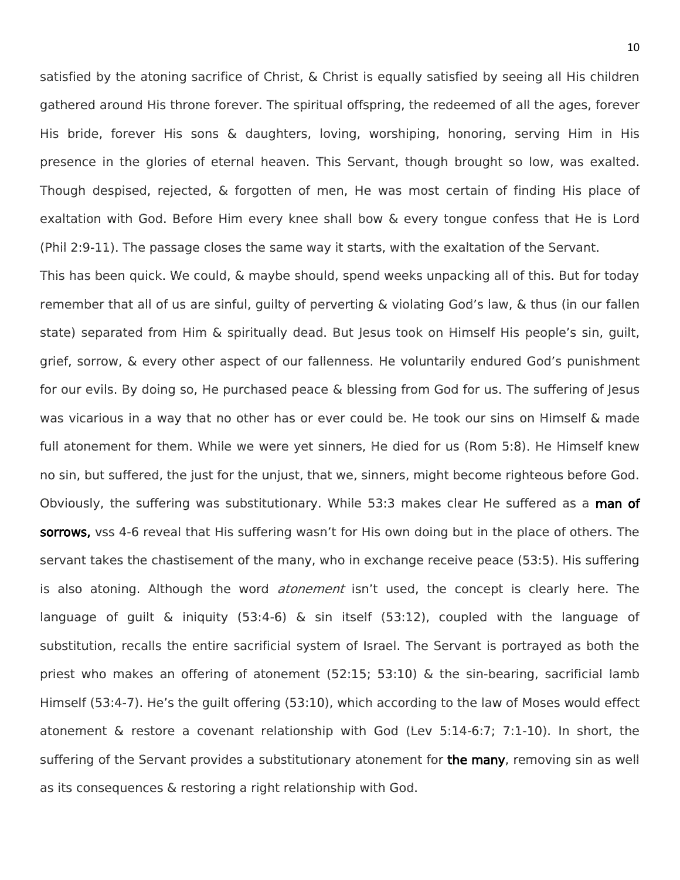satisfied by the atoning sacrifice of Christ, & Christ is equally satisfied by seeing all His children gathered around His throne forever. The spiritual offspring, the redeemed of all the ages, forever His bride, forever His sons & daughters, loving, worshiping, honoring, serving Him in His presence in the glories of eternal heaven. This Servant, though brought so low, was exalted. Though despised, rejected, & forgotten of men, He was most certain of finding His place of exaltation with God. Before Him every knee shall bow & every tongue confess that He is Lord (Phil 2:9-11). The passage closes the same way it starts, with the exaltation of the Servant.

This has been quick. We could, & maybe should, spend weeks unpacking all of this. But for today remember that all of us are sinful, guilty of perverting & violating God's law, & thus (in our fallen state) separated from Him & spiritually dead. But Jesus took on Himself His people's sin, guilt, grief, sorrow, & every other aspect of our fallenness. He voluntarily endured God's punishment for our evils. By doing so, He purchased peace & blessing from God for us. The suffering of Jesus was vicarious in a way that no other has or ever could be. He took our sins on Himself & made full atonement for them. While we were yet sinners, He died for us (Rom 5:8). He Himself knew no sin, but suffered, the just for the unjust, that we, sinners, might become righteous before God. Obviously, the suffering was substitutionary. While 53:3 makes clear He suffered as a **man of sorrows,** vss 4-6 reveal that His suffering wasn't for His own doing but in the place of others. The servant takes the chastisement of the many, who in exchange receive peace (53:5). His suffering is also atoning. Although the word *atonement* isn't used, the concept is clearly here. The language of guilt & iniquity (53:4-6) & sin itself (53:12), coupled with the language of substitution, recalls the entire sacrificial system of Israel. The Servant is portrayed as both the priest who makes an offering of atonement (52:15; 53:10) & the sin-bearing, sacrificial lamb Himself (53:4-7). He's the guilt offering (53:10), which according to the law of Moses would effect atonement & restore a covenant relationship with God (Lev 5:14-6:7; 7:1-10). In short, the suffering of the Servant provides a substitutionary atonement for **the many**, removing sin as well as its consequences & restoring a right relationship with God.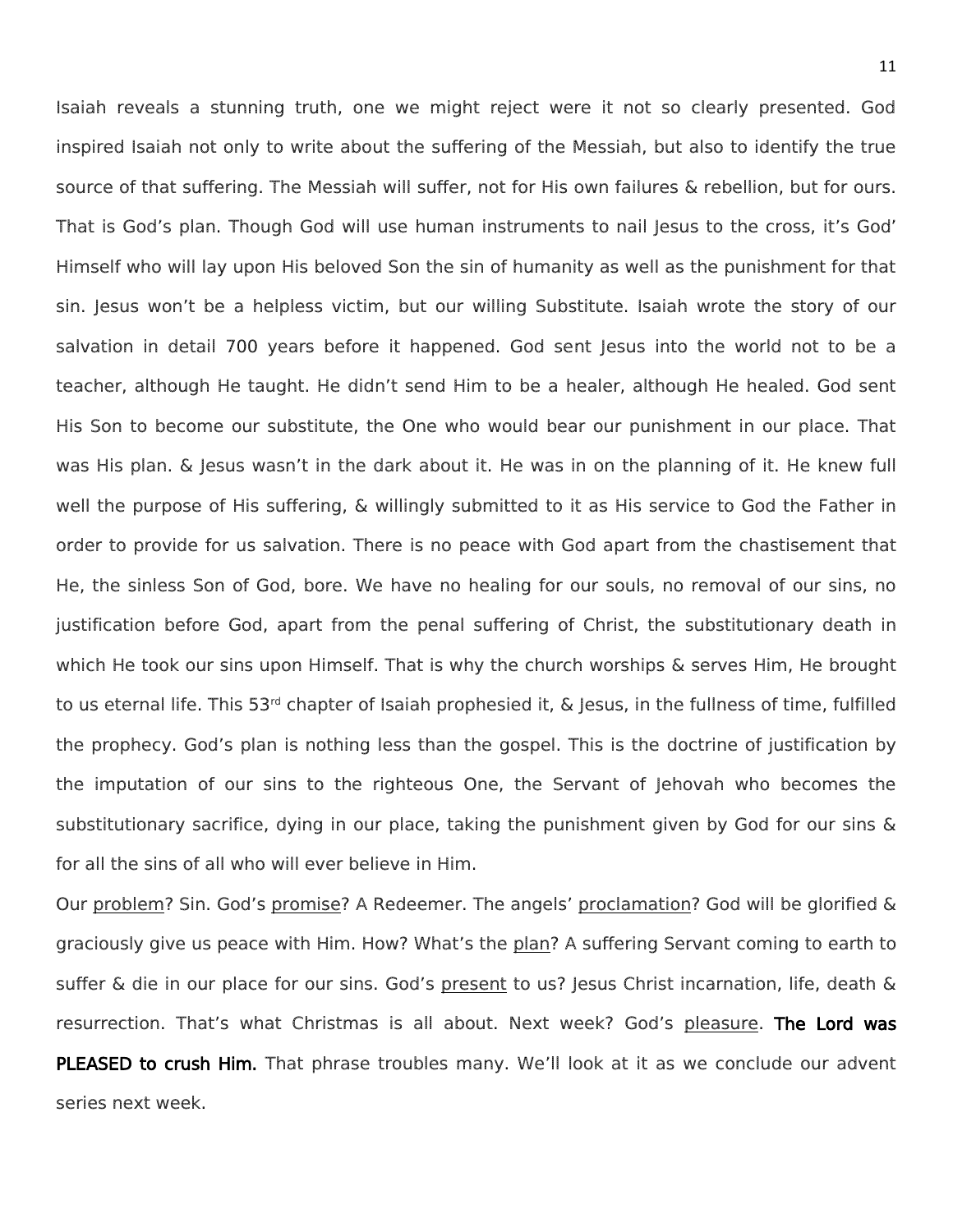Isaiah reveals a stunning truth, one we might reject were it not so clearly presented. God inspired Isaiah not only to write about the suffering of the Messiah, but also to identify the true source of that suffering. The Messiah will suffer, not for His own failures & rebellion, but for ours. That is God's plan. Though God will use human instruments to nail Jesus to the cross, it's God' Himself who will lay upon His beloved Son the sin of humanity as well as the punishment for that sin. Jesus won't be a helpless victim, but our willing Substitute. Isaiah wrote the story of our salvation in detail 700 years before it happened. God sent Jesus into the world not to be a teacher, although He taught. He didn't send Him to be a healer, although He healed. God sent His Son to become our substitute, the One who would bear our punishment in our place. That was His plan. & Jesus wasn't in the dark about it. He was in on the planning of it. He knew full well the purpose of His suffering, & willingly submitted to it as His service to God the Father in order to provide for us salvation. There is no peace with God apart from the chastisement that He, the sinless Son of God, bore. We have no healing for our souls, no removal of our sins, no justification before God, apart from the penal suffering of Christ, the substitutionary death in which He took our sins upon Himself. That is why the church worships & serves Him, He brought to us eternal life. This 53rd chapter of Isaiah prophesied it, & Jesus, in the fullness of time, fulfilled the prophecy. God's plan is nothing less than the gospel. This is the doctrine of justification by the imputation of our sins to the righteous One, the Servant of Jehovah who becomes the substitutionary sacrifice, dying in our place, taking the punishment given by God for our sins & for all the sins of all who will ever believe in Him.

Our <u>problem</u>? Sin. God's <u>promise</u>? A Redeemer. The angels' <u>proclamation</u>? God will be glorified & graciously give us peace with Him. How? What's the <u>plan</u>? A suffering Servant coming to earth to suffer & die in our place for our sins. God's <u>present</u> to us? Jesus Christ incarnation, life, death & resurrection. That's what Christmas is all about. Next week? God's <u>pleasure</u>. **The Lord was PLEASED to crush Him.** That phrase troubles many. We'll look at it as we conclude our advent series next week.